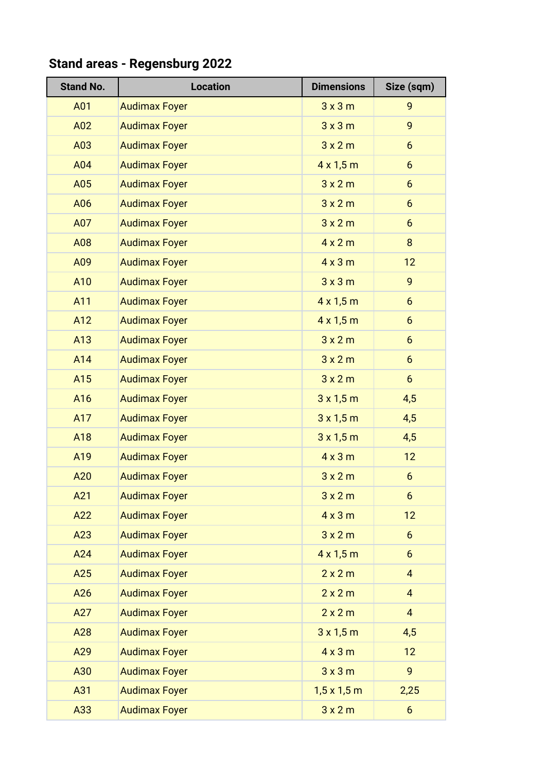## Stand areas - Regensburg 2022

| Stand No. | Location | Dimensions | Size (sqm) |
|---|---|---|---|
| A01 | Audimax Foyer | 3 x 3 m | 9 |
| A02 | Audimax Foyer | 3 x 3 m | 9 |
| A03 | Audimax Foyer | 3 x 2 m | 6 |
| A04 | Audimax Foyer | 4 x 1,5 m | 6 |
| A05 | Audimax Foyer | 3 x 2 m | 6 |
| A06 | Audimax Foyer | 3 x 2 m | 6 |
| A07 | Audimax Foyer | 3 x 2 m | 6 |
| A08 | Audimax Foyer | 4 x 2 m | 8 |
| A09 | Audimax Foyer | 4 x 3 m | 12 |
| A10 | Audimax Foyer | 3 x 3 m | 9 |
| A11 | Audimax Foyer | 4 x 1,5 m | 6 |
| A12 | Audimax Foyer | 4 x 1,5 m | 6 |
| A13 | Audimax Foyer | 3 x 2 m | 6 |
| A14 | Audimax Foyer | 3 x 2 m | 6 |
| A15 | Audimax Foyer | 3 x 2 m | 6 |
| A16 | Audimax Foyer | 3 x 1,5 m | 4,5 |
| A17 | Audimax Foyer | 3 x 1,5 m | 4,5 |
| A18 | Audimax Foyer | 3 x 1,5 m | 4,5 |
| A19 | Audimax Foyer | 4 x 3 m | 12 |
| A20 | Audimax Foyer | 3 x 2 m | 6 |
| A21 | Audimax Foyer | 3 x 2 m | 6 |
| A22 | Audimax Foyer | 4 x 3 m | 12 |
| A23 | Audimax Foyer | 3 x 2 m | 6 |
| A24 | Audimax Foyer | 4 x 1,5 m | 6 |
| A25 | Audimax Foyer | 2 x 2 m | 4 |
| A26 | Audimax Foyer | 2 x 2 m | 4 |
| A27 | Audimax Foyer | 2 x 2 m | 4 |
| A28 | Audimax Foyer | 3 x 1,5 m | 4,5 |
| A29 | Audimax Foyer | 4 x 3 m | 12 |
| A30 | Audimax Foyer | 3 x 3 m | 9 |
| A31 | Audimax Foyer | 1,5 x 1,5 m | 2,25 |
| A33 | Audimax Foyer | 3 x 2 m | 6 |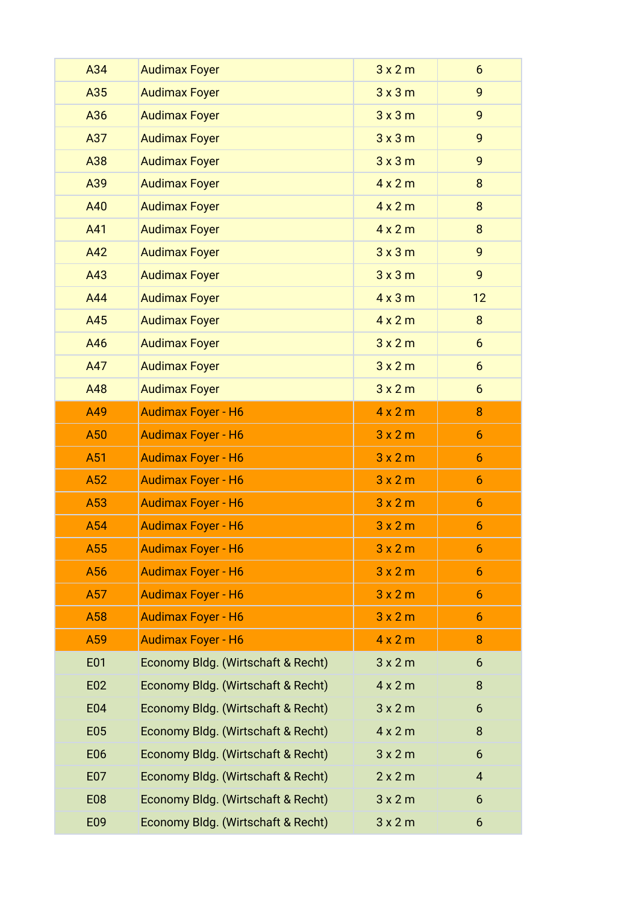| | | | |
|---|---|---|---|
| A34 | Audimax Foyer | 3 x 2 m | 6 |
| A35 | Audimax Foyer | 3 x 3 m | 9 |
| A36 | Audimax Foyer | 3 x 3 m | 9 |
| A37 | Audimax Foyer | 3 x 3 m | 9 |
| A38 | Audimax Foyer | 3 x 3 m | 9 |
| A39 | Audimax Foyer | 4 x 2 m | 8 |
| A40 | Audimax Foyer | 4 x 2 m | 8 |
| A41 | Audimax Foyer | 4 x 2 m | 8 |
| A42 | Audimax Foyer | 3 x 3 m | 9 |
| A43 | Audimax Foyer | 3 x 3 m | 9 |
| A44 | Audimax Foyer | 4 x 3 m | 12 |
| A45 | Audimax Foyer | 4 x 2 m | 8 |
| A46 | Audimax Foyer | 3 x 2 m | 6 |
| A47 | Audimax Foyer | 3 x 2 m | 6 |
| A48 | Audimax Foyer | 3 x 2 m | 6 |
| A49 | Audimax Foyer - H6 | 4 x 2 m | 8 |
| A50 | Audimax Foyer - H6 | 3 x 2 m | 6 |
| A51 | Audimax Foyer - H6 | 3 x 2 m | 6 |
| A52 | Audimax Foyer - H6 | 3 x 2 m | 6 |
| A53 | Audimax Foyer - H6 | 3 x 2 m | 6 |
| A54 | Audimax Foyer - H6 | 3 x 2 m | 6 |
| A55 | Audimax Foyer - H6 | 3 x 2 m | 6 |
| A56 | Audimax Foyer - H6 | 3 x 2 m | 6 |
| A57 | Audimax Foyer - H6 | 3 x 2 m | 6 |
| A58 | Audimax Foyer - H6 | 3 x 2 m | 6 |
| A59 | Audimax Foyer - H6 | 4 x 2 m | 8 |
| E01 | Economy Bldg. (Wirtschaft & Recht) | 3 x 2 m | 6 |
| E02 | Economy Bldg. (Wirtschaft & Recht) | 4 x 2 m | 8 |
| E04 | Economy Bldg. (Wirtschaft & Recht) | 3 x 2 m | 6 |
| E05 | Economy Bldg. (Wirtschaft & Recht) | 4 x 2 m | 8 |
| E06 | Economy Bldg. (Wirtschaft & Recht) | 3 x 2 m | 6 |
| E07 | Economy Bldg. (Wirtschaft & Recht) | 2 x 2 m | 4 |
| E08 | Economy Bldg. (Wirtschaft & Recht) | 3 x 2 m | 6 |
| E09 | Economy Bldg. (Wirtschaft & Recht) | 3 x 2 m | 6 |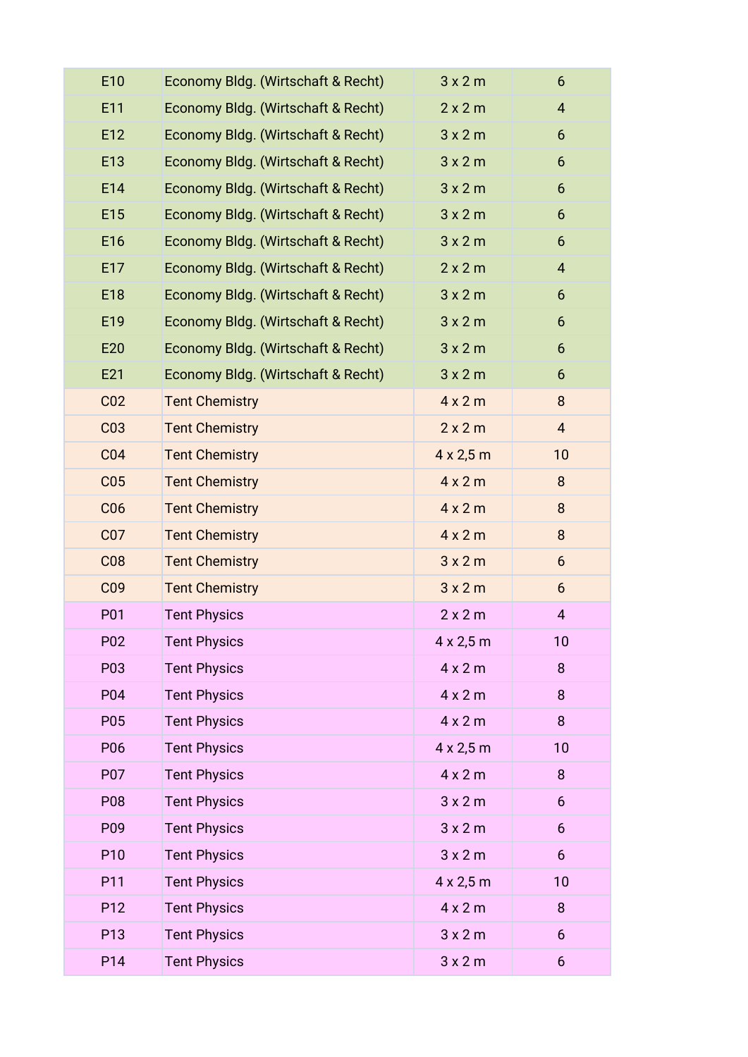| | | | |
|---|---|---|---|
| E10 | Economy Bldg. (Wirtschaft & Recht) | 3 x 2 m | 6 |
| E11 | Economy Bldg. (Wirtschaft & Recht) | 2 x 2 m | 4 |
| E12 | Economy Bldg. (Wirtschaft & Recht) | 3 x 2 m | 6 |
| E13 | Economy Bldg. (Wirtschaft & Recht) | 3 x 2 m | 6 |
| E14 | Economy Bldg. (Wirtschaft & Recht) | 3 x 2 m | 6 |
| E15 | Economy Bldg. (Wirtschaft & Recht) | 3 x 2 m | 6 |
| E16 | Economy Bldg. (Wirtschaft & Recht) | 3 x 2 m | 6 |
| E17 | Economy Bldg. (Wirtschaft & Recht) | 2 x 2 m | 4 |
| E18 | Economy Bldg. (Wirtschaft & Recht) | 3 x 2 m | 6 |
| E19 | Economy Bldg. (Wirtschaft & Recht) | 3 x 2 m | 6 |
| E20 | Economy Bldg. (Wirtschaft & Recht) | 3 x 2 m | 6 |
| E21 | Economy Bldg. (Wirtschaft & Recht) | 3 x 2 m | 6 |
| C02 | Tent Chemistry | 4 x 2 m | 8 |
| C03 | Tent Chemistry | 2 x 2 m | 4 |
| C04 | Tent Chemistry | 4 x 2,5 m | 10 |
| C05 | Tent Chemistry | 4 x 2 m | 8 |
| C06 | Tent Chemistry | 4 x 2 m | 8 |
| C07 | Tent Chemistry | 4 x 2 m | 8 |
| C08 | Tent Chemistry | 3 x 2 m | 6 |
| C09 | Tent Chemistry | 3 x 2 m | 6 |
| P01 | Tent Physics | 2 x 2 m | 4 |
| P02 | Tent Physics | 4 x 2,5 m | 10 |
| P03 | Tent Physics | 4 x 2 m | 8 |
| P04 | Tent Physics | 4 x 2 m | 8 |
| P05 | Tent Physics | 4 x 2 m | 8 |
| P06 | Tent Physics | 4 x 2,5 m | 10 |
| P07 | Tent Physics | 4 x 2 m | 8 |
| P08 | Tent Physics | 3 x 2 m | 6 |
| P09 | Tent Physics | 3 x 2 m | 6 |
| P10 | Tent Physics | 3 x 2 m | 6 |
| P11 | Tent Physics | 4 x 2,5 m | 10 |
| P12 | Tent Physics | 4 x 2 m | 8 |
| P13 | Tent Physics | 3 x 2 m | 6 |
| P14 | Tent Physics | 3 x 2 m | 6 |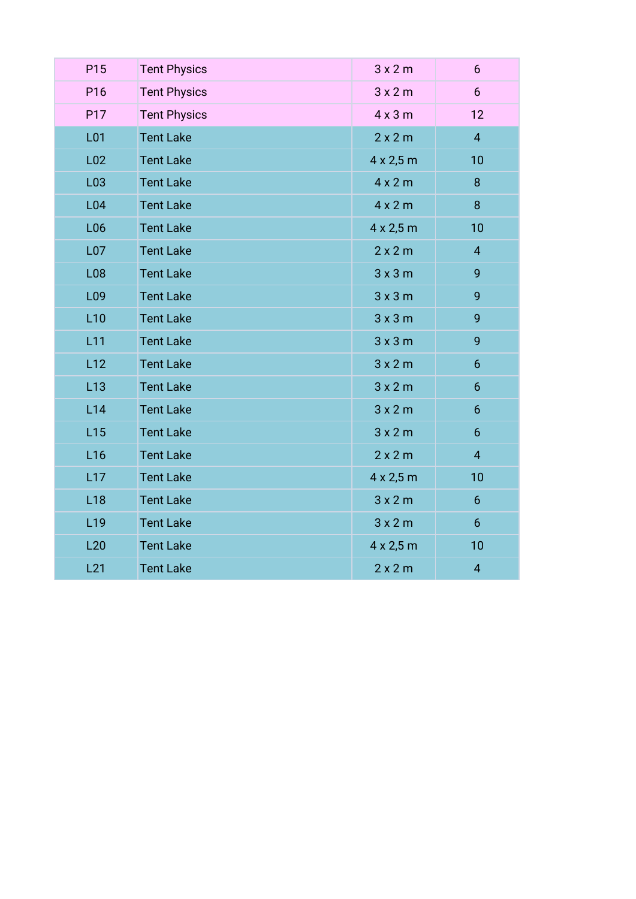| | | | |
|---|---|---|---|
| P15 | Tent Physics | 3 x 2 m | 6 |
| P16 | Tent Physics | 3 x 2 m | 6 |
| P17 | Tent Physics | 4 x 3 m | 12 |
| L01 | Tent Lake | 2 x 2 m | 4 |
| L02 | Tent Lake | 4 x 2,5 m | 10 |
| L03 | Tent Lake | 4 x 2 m | 8 |
| L04 | Tent Lake | 4 x 2 m | 8 |
| L06 | Tent Lake | 4 x 2,5 m | 10 |
| L07 | Tent Lake | 2 x 2 m | 4 |
| L08 | Tent Lake | 3 x 3 m | 9 |
| L09 | Tent Lake | 3 x 3 m | 9 |
| L10 | Tent Lake | 3 x 3 m | 9 |
| L11 | Tent Lake | 3 x 3 m | 9 |
| L12 | Tent Lake | 3 x 2 m | 6 |
| L13 | Tent Lake | 3 x 2 m | 6 |
| L14 | Tent Lake | 3 x 2 m | 6 |
| L15 | Tent Lake | 3 x 2 m | 6 |
| L16 | Tent Lake | 2 x 2 m | 4 |
| L17 | Tent Lake | 4 x 2,5 m | 10 |
| L18 | Tent Lake | 3 x 2 m | 6 |
| L19 | Tent Lake | 3 x 2 m | 6 |
| L20 | Tent Lake | 4 x 2,5 m | 10 |
| L21 | Tent Lake | 2 x 2 m | 4 |